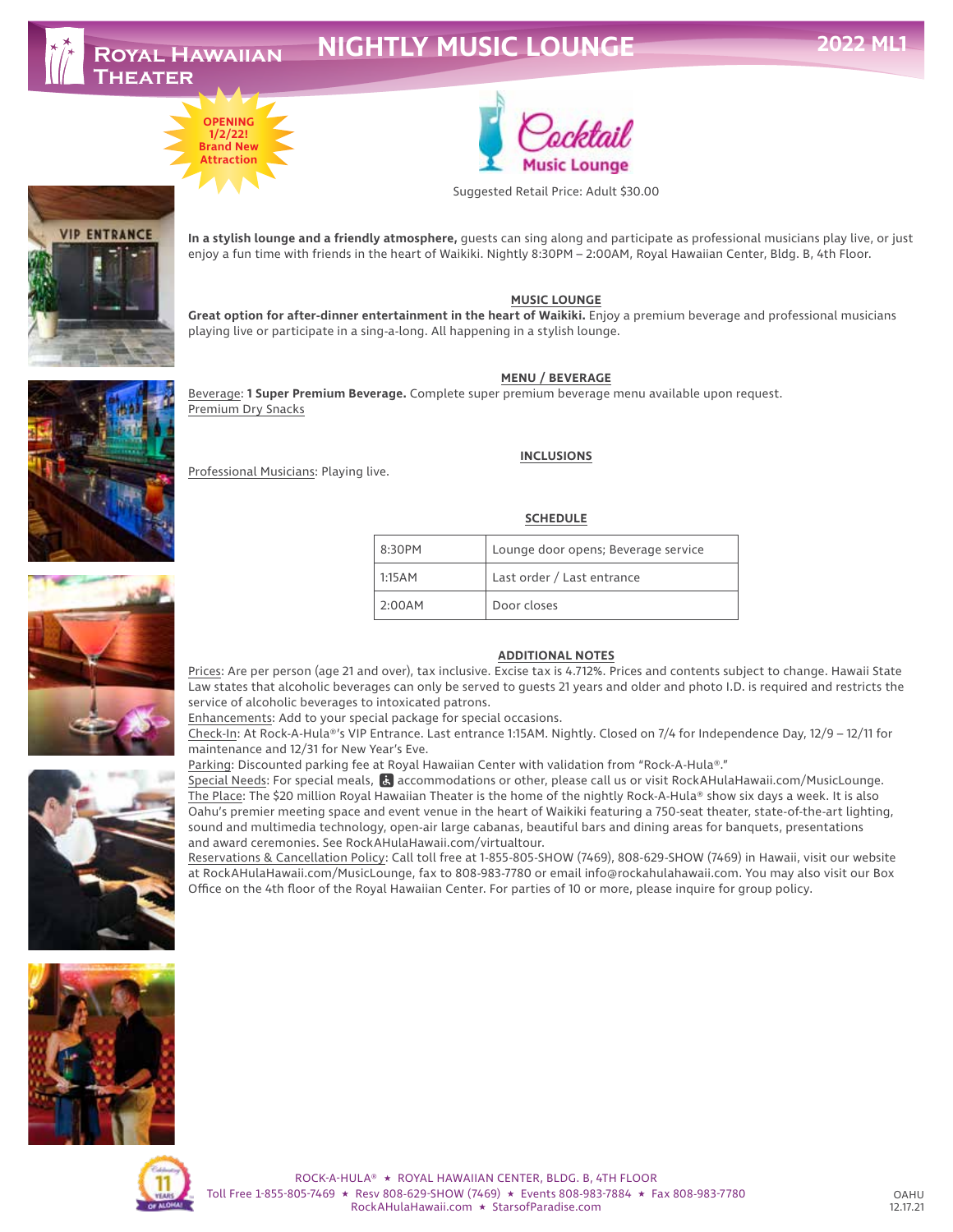# Royal Hawaiian Theater — NIGHTLY MUSIC LOUNGE — 2022 ML1

**OPENING 1/2/22! Brand New Attraction**

**Cocktail Music Lounge**

Suggested Retail Price: Adult $30.00

**In a stylish lounge and a friendly atmosphere,** guests can sing along and participate as professional musicians play live, or just enjoy a fun time with friends in the heart of Waikiki. Nightly 8:30PM – 2:00AM, Royal Hawaiian Center, Bldg. B, 4th Floor.

## MUSIC LOUNGE

**Great option for after-dinner entertainment in the heart of Waikiki.** Enjoy a premium beverage and professional musicians playing live or participate in a sing-a-long. All happening in a stylish lounge.

## MENU / BEVERAGE

Beverage: **1 Super Premium Beverage.** Complete super premium beverage menu available upon request.
Premium Dry Snacks

## INCLUSIONS

Professional Musicians: Playing live.

## SCHEDULE

| | |
|---|---|
| 8:30PM | Lounge door opens; Beverage service |
| 1:15AM | Last order / Last entrance |
| 2:00AM | Door closes |

## ADDITIONAL NOTES

Prices: Are per person (age 21 and over), tax inclusive. Excise tax is 4.712%. Prices and contents subject to change. Hawaii State Law states that alcoholic beverages can only be served to guests 21 years and older and photo I.D. is required and restricts the service of alcoholic beverages to intoxicated patrons.

Enhancements: Add to your special package for special occasions.

Check-In: At Rock-A-Hula®'s VIP Entrance. Last entrance 1:15AM. Nightly. Closed on 7/4 for Independence Day, 12/9 – 12/11 for maintenance and 12/31 for New Year's Eve.

Parking: Discounted parking fee at Royal Hawaiian Center with validation from "Rock-A-Hula®."

Special Needs: For special meals, ♿ accommodations or other, please call us or visit RockAHulaHawaii.com/MusicLounge.

The Place: The $20 million Royal Hawaiian Theater is the home of the nightly Rock-A-Hula® show six days a week. It is also Oahu's premier meeting space and event venue in the heart of Waikiki featuring a 750-seat theater, state-of-the-art lighting, sound and multimedia technology, open-air large cabanas, beautiful bars and dining areas for banquets, presentations and award ceremonies. See RockAHulaHawaii.com/virtualtour.

Reservations & Cancellation Policy: Call toll free at 1-855-805-SHOW (7469), 808-629-SHOW (7469) in Hawaii, visit our website at RockAHulaHawaii.com/MusicLounge, fax to 808-983-7780 or email info@rockahulahawaii.com. You may also visit our Box Office on the 4th floor of the Royal Hawaiian Center. For parties of 10 or more, please inquire for group policy.

Celebrating 11 Years of Aloha!

ROCK-A-HULA® ★ ROYAL HAWAIIAN CENTER, BLDG. B, 4TH FLOOR
Toll Free 1-855-805-7469 ★ Resv 808-629-SHOW (7469) ★ Events 808-983-7884 ★ Fax 808-983-7780
RockAHulaHawaii.com ★ StarsofParadise.com

OAHU 12.17.21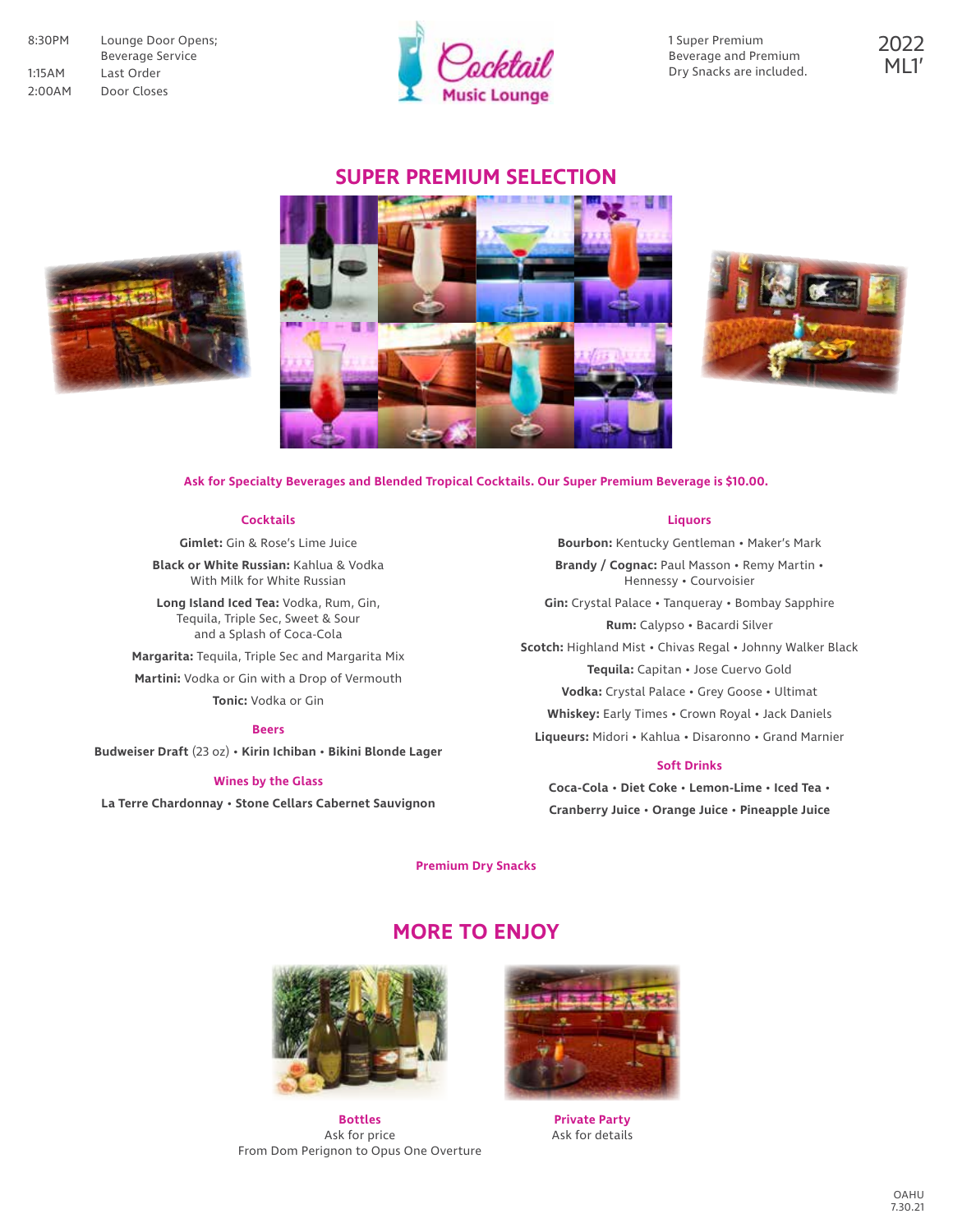8:30PM Lounge Door Opens; Beverage Service
1:15AM Last Order
2:00AM Door Closes

Cocktail Music Lounge

1 Super Premium Beverage and Premium Dry Snacks are included.

2022 ML1′

# SUPER PREMIUM SELECTION

**Ask for Specialty Beverages and Blended Tropical Cocktails. Our Super Premium Beverage is $10.00.**

### Cocktails

**Gimlet:** Gin & Rose's Lime Juice

**Black or White Russian:** Kahlua & Vodka With Milk for White Russian

**Long Island Iced Tea:** Vodka, Rum, Gin, Tequila, Triple Sec, Sweet & Sour and a Splash of Coca-Cola

**Margarita:** Tequila, Triple Sec and Margarita Mix

**Martini:** Vodka or Gin with a Drop of Vermouth

**Tonic:** Vodka or Gin

### Beers

**Budweiser Draft** (23 oz) • **Kirin Ichiban** • **Bikini Blonde Lager**

### Wines by the Glass

**La Terre Chardonnay** • **Stone Cellars Cabernet Sauvignon**

### Liquors

**Bourbon:** Kentucky Gentleman • Maker's Mark

**Brandy / Cognac:** Paul Masson • Remy Martin • Hennessy • Courvoisier

**Gin:** Crystal Palace • Tanqueray • Bombay Sapphire

**Rum:** Calypso • Bacardi Silver

**Scotch:** Highland Mist • Chivas Regal • Johnny Walker Black

**Tequila:** Capitan • Jose Cuervo Gold

**Vodka:** Crystal Palace • Grey Goose • Ultimat

**Whiskey:** Early Times • Crown Royal • Jack Daniels

**Liqueurs:** Midori • Kahlua • Disaronno • Grand Marnier

### Soft Drinks

**Coca-Cola** • **Diet Coke** • **Lemon-Lime** • **Iced Tea** • **Cranberry Juice** • **Orange Juice** • **Pineapple Juice**

### Premium Dry Snacks

# MORE TO ENJOY

**Bottles**
Ask for price
From Dom Perignon to Opus One Overture

**Private Party**
Ask for details

OAHU
7.30.21